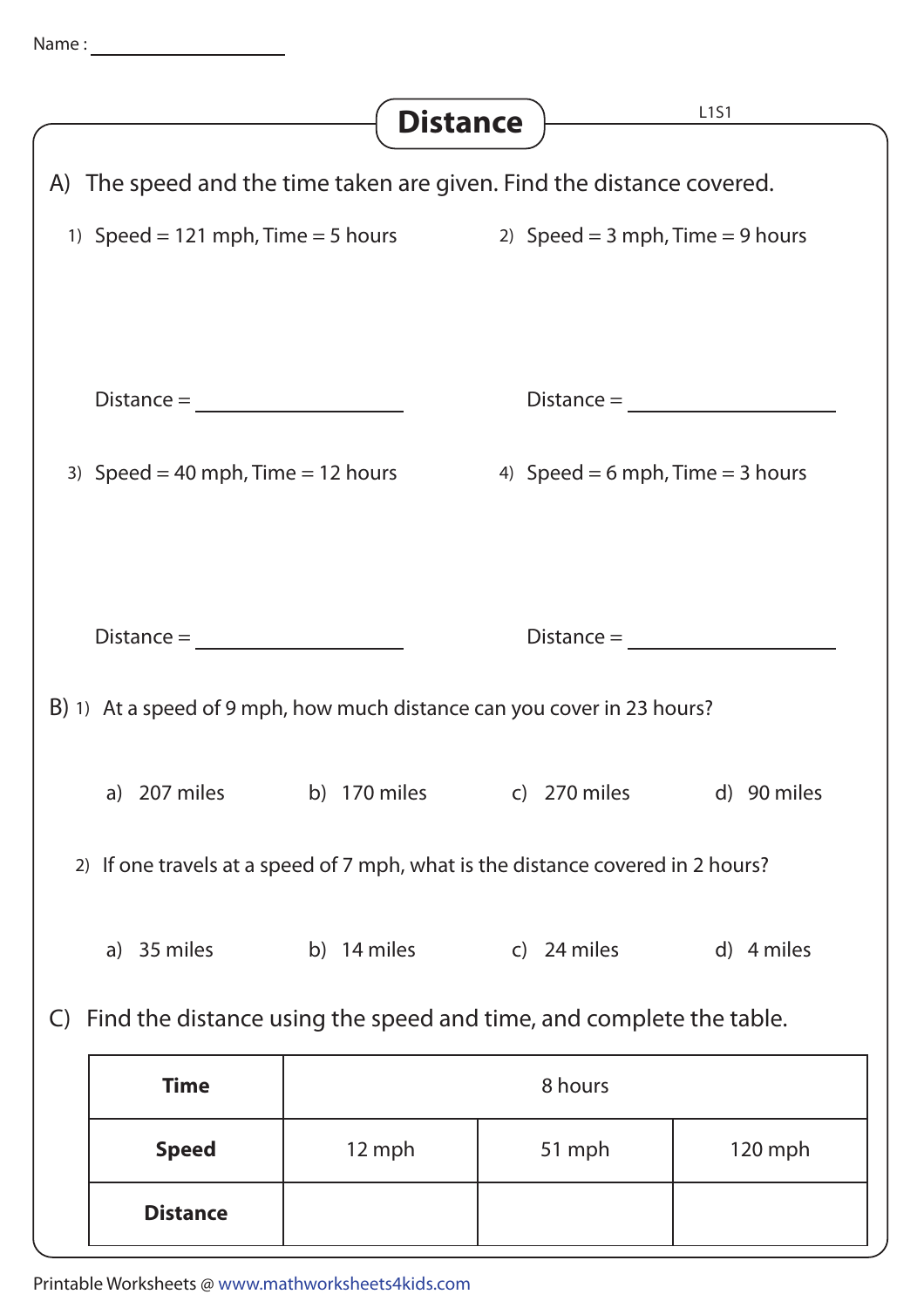Name : ____________________

# Distance

L1S1

## A) The speed and the time taken are given. Find the distance covered.

1) Speed = 121 mph, Time = 5 hours

Distance = ____________________

2) Speed = 3 mph, Time = 9 hours

Distance = ____________________

3) Speed = 40 mph, Time = 12 hours

Distance = ____________________

4) Speed = 6 mph, Time = 3 hours

Distance = ____________________

## B)

1) At a speed of 9 mph, how much distance can you cover in 23 hours?

a) 207 miles   b) 170 miles   c) 270 miles   d) 90 miles

2) If one travels at a speed of 7 mph, what is the distance covered in 2 hours?

a) 35 miles   b) 14 miles   c) 24 miles   d) 4 miles

## C) Find the distance using the speed and time, and complete the table.

| **Time** | 8 hours | | |
|---|---|---|---|
| **Speed** | 12 mph | 51 mph | 120 mph |
| **Distance** | | | |

Printable Worksheets @ www.mathworksheets4kids.com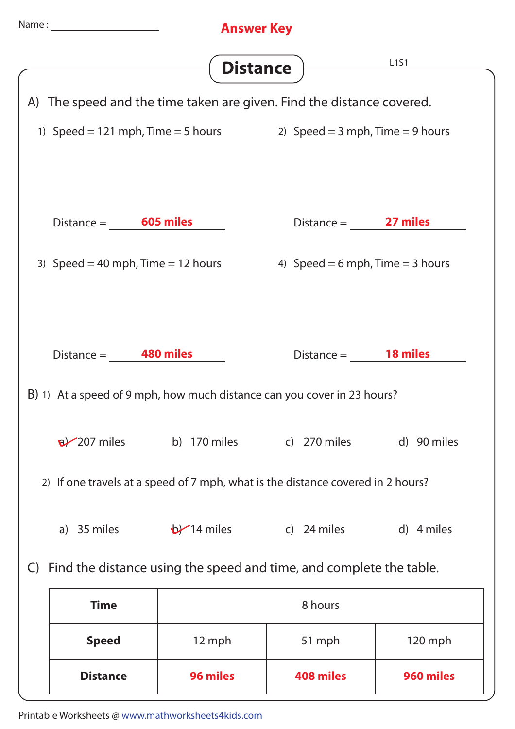Name : ____________

**Answer Key**

# Distance

L1S1

## A) The speed and the time taken are given. Find the distance covered.

1) Speed = 121 mph, Time = 5 hours

Distance = **605 miles**

2) Speed = 3 mph, Time = 9 hours

Distance = **27 miles**

3) Speed = 40 mph, Time = 12 hours

Distance = **480 miles**

4) Speed = 6 mph, Time = 3 hours

Distance = **18 miles**

## B)

1) At a speed of 9 mph, how much distance can you cover in 23 hours?

a) 207 miles ✓ b) 170 miles c) 270 miles d) 90 miles

2) If one travels at a speed of 7 mph, what is the distance covered in 2 hours?

a) 35 miles b) 14 miles ✓ c) 24 miles d) 4 miles

## C) Find the distance using the speed and time, and complete the table.

| **Time** | 8 hours | | |
|---|---|---|---|
| **Speed** | 12 mph | 51 mph | 120 mph |
| **Distance** | **96 miles** | **408 miles** | **960 miles** |

Printable Worksheets @ www.mathworksheets4kids.com